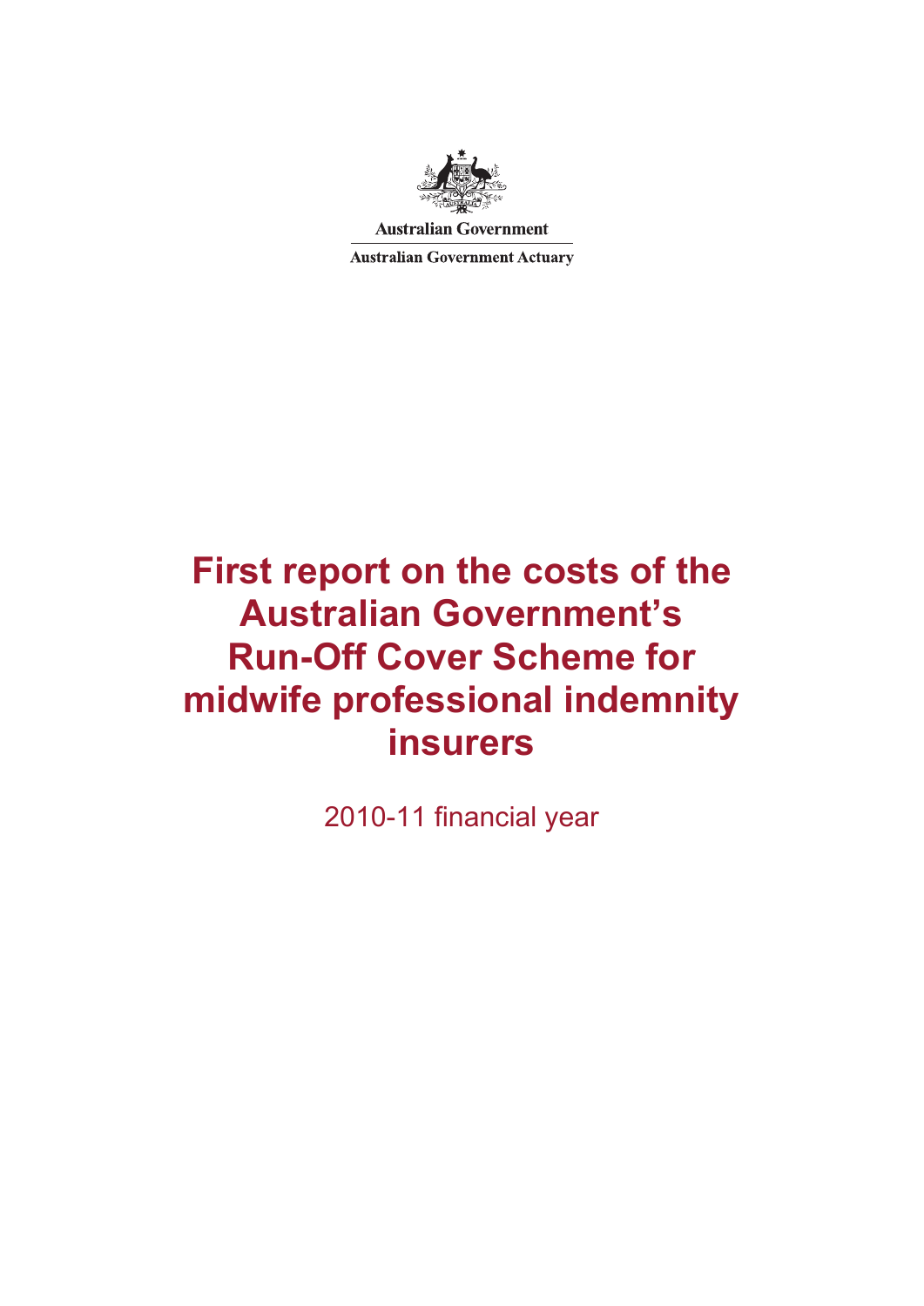Australian Government

Australian Government Actuary

# First report on the costs of the Australian Government's Run-Off Cover Scheme for midwife professional indemnity insurers

2010-11 financial year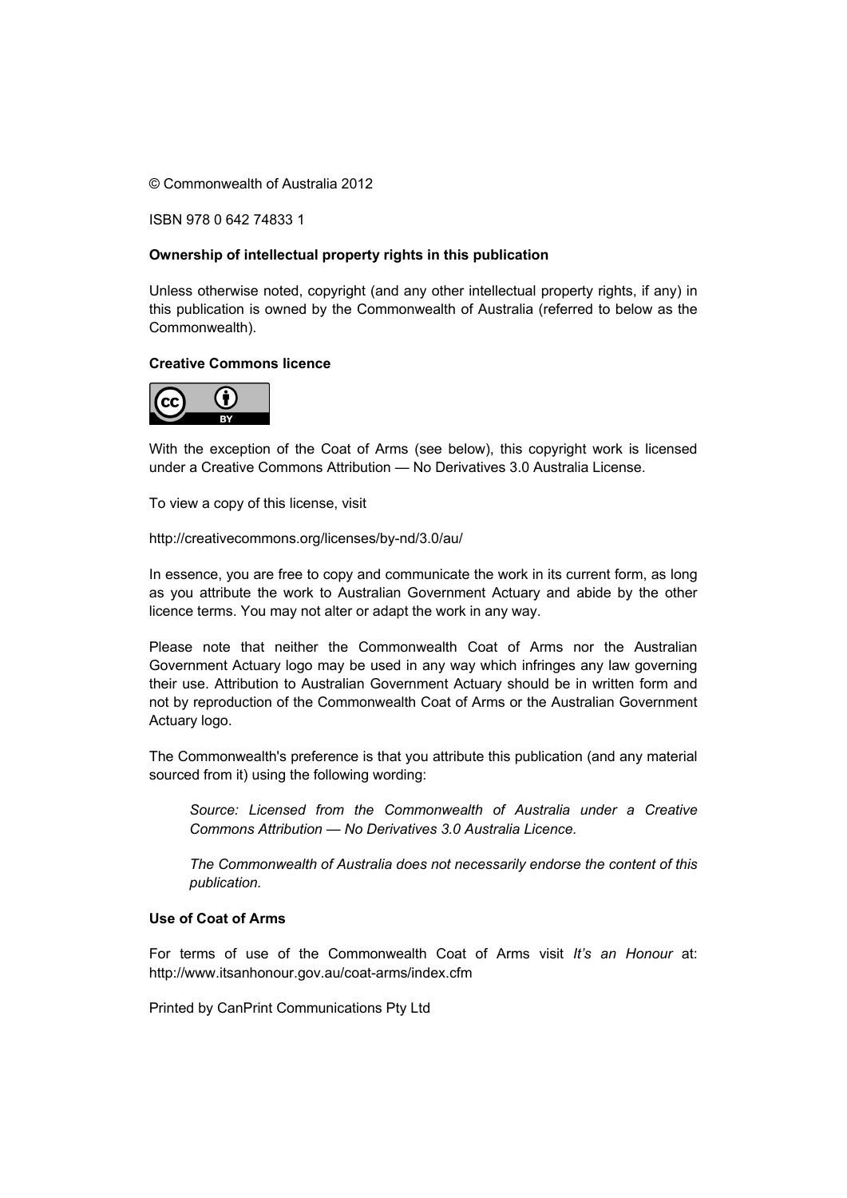© Commonwealth of Australia 2012

ISBN 978 0 642 74833 1

**Ownership of intellectual property rights in this publication**

Unless otherwise noted, copyright (and any other intellectual property rights, if any) in this publication is owned by the Commonwealth of Australia (referred to below as the Commonwealth).

**Creative Commons licence**

With the exception of the Coat of Arms (see below), this copyright work is licensed under a Creative Commons Attribution — No Derivatives 3.0 Australia License.

To view a copy of this license, visit

http://creativecommons.org/licenses/by-nd/3.0/au/

In essence, you are free to copy and communicate the work in its current form, as long as you attribute the work to Australian Government Actuary and abide by the other licence terms. You may not alter or adapt the work in any way.

Please note that neither the Commonwealth Coat of Arms nor the Australian Government Actuary logo may be used in any way which infringes any law governing their use. Attribution to Australian Government Actuary should be in written form and not by reproduction of the Commonwealth Coat of Arms or the Australian Government Actuary logo.

The Commonwealth's preference is that you attribute this publication (and any material sourced from it) using the following wording:

> *Source: Licensed from the Commonwealth of Australia under a Creative Commons Attribution — No Derivatives 3.0 Australia Licence.*
>
> *The Commonwealth of Australia does not necessarily endorse the content of this publication.*

**Use of Coat of Arms**

For terms of use of the Commonwealth Coat of Arms visit *It's an Honour* at: http://www.itsanhonour.gov.au/coat-arms/index.cfm

Printed by CanPrint Communications Pty Ltd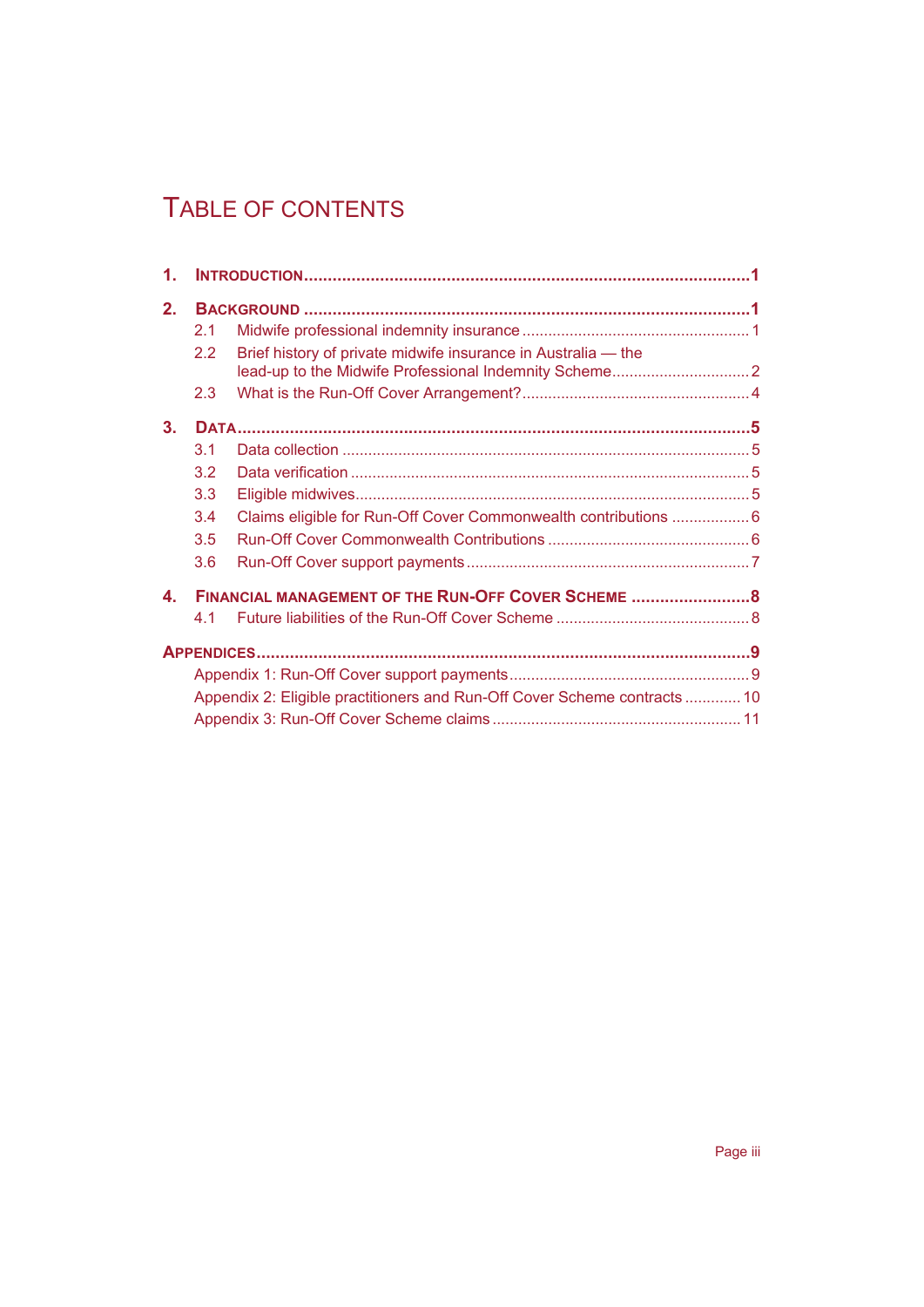# TABLE OF CONTENTS

**1. INTRODUCTION ........................................................................................ 1**

**2. BACKGROUND ........................................................................................ 1**

- 2.1 Midwife professional indemnity insurance ........................................................ 1
- 2.2 Brief history of private midwife insurance in Australia — the lead-up to the Midwife Professional Indemnity Scheme ........................................ 2
- 2.3 What is the Run-Off Cover Arrangement? ........................................................ 4

**3. DATA ........................................................................................ 5**

- 3.1 Data collection ........................................................................................ 5
- 3.2 Data verification ........................................................................................ 5
- 3.3 Eligible midwives ........................................................................................ 5
- 3.4 Claims eligible for Run-Off Cover Commonwealth contributions .................. 6
- 3.5 Run-Off Cover Commonwealth Contributions ............................................... 6
- 3.6 Run-Off Cover support payments ................................................................... 7

**4. FINANCIAL MANAGEMENT OF THE RUN-OFF COVER SCHEME ......................... 8**

- 4.1 Future liabilities of the Run-Off Cover Scheme ............................................. 8

**APPENDICES ........................................................................................ 9**

- Appendix 1: Run-Off Cover support payments ........................................................ 9
- Appendix 2: Eligible practitioners and Run-Off Cover Scheme contracts ............. 10
- Appendix 3: Run-Off Cover Scheme claims ......................................................... 11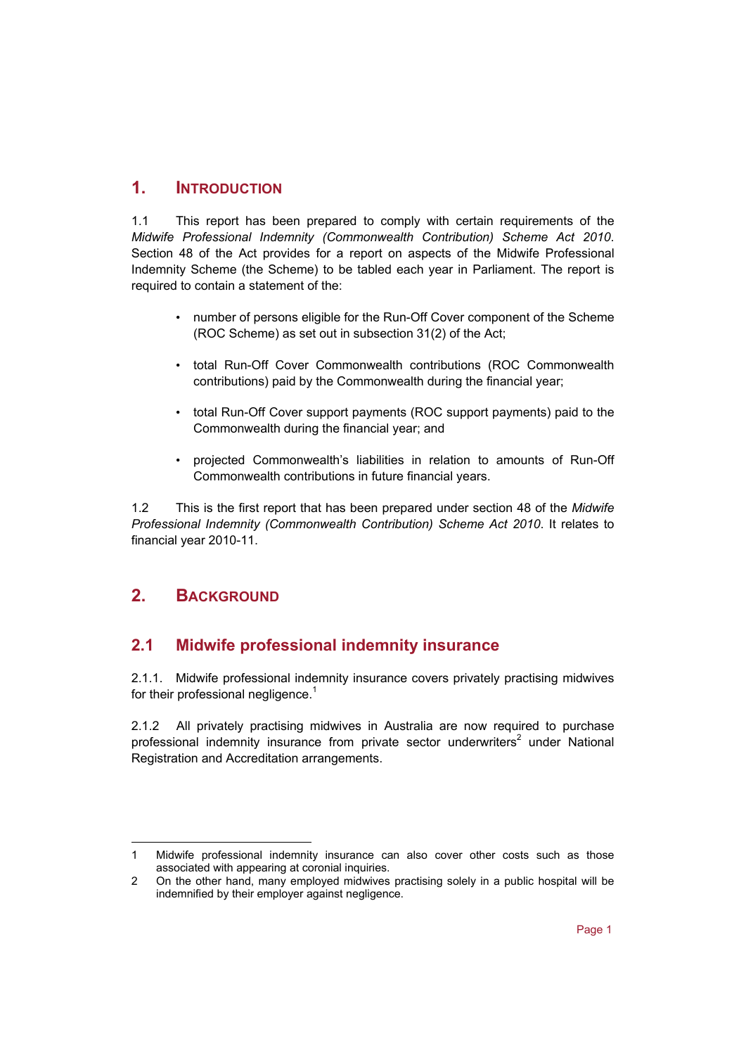# 1. INTRODUCTION

1.1 This report has been prepared to comply with certain requirements of the *Midwife Professional Indemnity (Commonwealth Contribution) Scheme Act 2010*. Section 48 of the Act provides for a report on aspects of the Midwife Professional Indemnity Scheme (the Scheme) to be tabled each year in Parliament. The report is required to contain a statement of the:

- number of persons eligible for the Run-Off Cover component of the Scheme (ROC Scheme) as set out in subsection 31(2) of the Act;
- total Run-Off Cover Commonwealth contributions (ROC Commonwealth contributions) paid by the Commonwealth during the financial year;
- total Run-Off Cover support payments (ROC support payments) paid to the Commonwealth during the financial year; and
- projected Commonwealth's liabilities in relation to amounts of Run-Off Commonwealth contributions in future financial years.

1.2 This is the first report that has been prepared under section 48 of the *Midwife Professional Indemnity (Commonwealth Contribution) Scheme Act 2010*. It relates to financial year 2010-11.

# 2. BACKGROUND

## 2.1 Midwife professional indemnity insurance

2.1.1. Midwife professional indemnity insurance covers privately practising midwives for their professional negligence.[1]

2.1.2 All privately practising midwives in Australia are now required to purchase professional indemnity insurance from private sector underwriters[2] under National Registration and Accreditation arrangements.

---

1 Midwife professional indemnity insurance can also cover other costs such as those associated with appearing at coronial inquiries.

2 On the other hand, many employed midwives practising solely in a public hospital will be indemnified by their employer against negligence.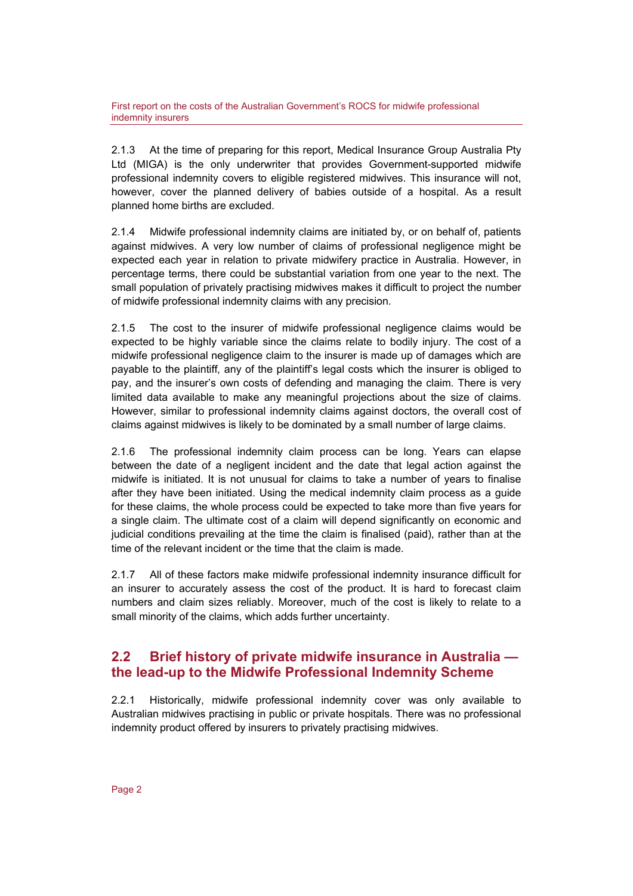2.1.3 At the time of preparing for this report, Medical Insurance Group Australia Pty Ltd (MIGA) is the only underwriter that provides Government-supported midwife professional indemnity covers to eligible registered midwives. This insurance will not, however, cover the planned delivery of babies outside of a hospital. As a result planned home births are excluded.

2.1.4 Midwife professional indemnity claims are initiated by, or on behalf of, patients against midwives. A very low number of claims of professional negligence might be expected each year in relation to private midwifery practice in Australia. However, in percentage terms, there could be substantial variation from one year to the next. The small population of privately practising midwives makes it difficult to project the number of midwife professional indemnity claims with any precision.

2.1.5 The cost to the insurer of midwife professional negligence claims would be expected to be highly variable since the claims relate to bodily injury. The cost of a midwife professional negligence claim to the insurer is made up of damages which are payable to the plaintiff, any of the plaintiff's legal costs which the insurer is obliged to pay, and the insurer's own costs of defending and managing the claim. There is very limited data available to make any meaningful projections about the size of claims. However, similar to professional indemnity claims against doctors, the overall cost of claims against midwives is likely to be dominated by a small number of large claims.

2.1.6 The professional indemnity claim process can be long. Years can elapse between the date of a negligent incident and the date that legal action against the midwife is initiated. It is not unusual for claims to take a number of years to finalise after they have been initiated. Using the medical indemnity claim process as a guide for these claims, the whole process could be expected to take more than five years for a single claim. The ultimate cost of a claim will depend significantly on economic and judicial conditions prevailing at the time the claim is finalised (paid), rather than at the time of the relevant incident or the time that the claim is made.

2.1.7 All of these factors make midwife professional indemnity insurance difficult for an insurer to accurately assess the cost of the product. It is hard to forecast claim numbers and claim sizes reliably. Moreover, much of the cost is likely to relate to a small minority of the claims, which adds further uncertainty.

## 2.2 Brief history of private midwife insurance in Australia — the lead-up to the Midwife Professional Indemnity Scheme

2.2.1 Historically, midwife professional indemnity cover was only available to Australian midwives practising in public or private hospitals. There was no professional indemnity product offered by insurers to privately practising midwives.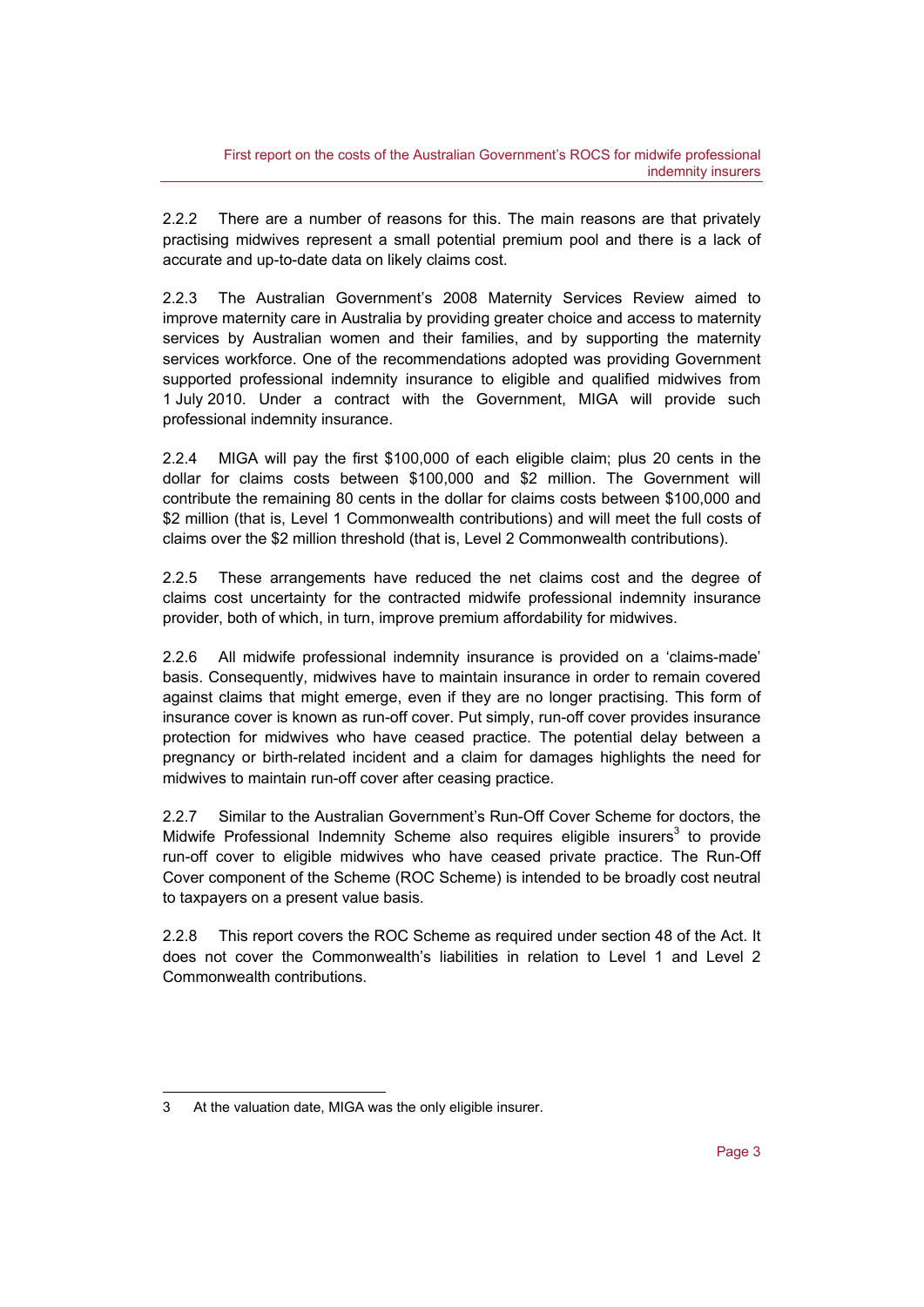2.2.2 There are a number of reasons for this. The main reasons are that privately practising midwives represent a small potential premium pool and there is a lack of accurate and up-to-date data on likely claims cost.

2.2.3 The Australian Government's 2008 Maternity Services Review aimed to improve maternity care in Australia by providing greater choice and access to maternity services by Australian women and their families, and by supporting the maternity services workforce. One of the recommendations adopted was providing Government supported professional indemnity insurance to eligible and qualified midwives from 1 July 2010. Under a contract with the Government, MIGA will provide such professional indemnity insurance.

2.2.4 MIGA will pay the first $100,000 of each eligible claim; plus 20 cents in the dollar for claims costs between $100,000 and $2 million. The Government will contribute the remaining 80 cents in the dollar for claims costs between $100,000 and $2 million (that is, Level 1 Commonwealth contributions) and will meet the full costs of claims over the $2 million threshold (that is, Level 2 Commonwealth contributions).

2.2.5 These arrangements have reduced the net claims cost and the degree of claims cost uncertainty for the contracted midwife professional indemnity insurance provider, both of which, in turn, improve premium affordability for midwives.

2.2.6 All midwife professional indemnity insurance is provided on a 'claims-made' basis. Consequently, midwives have to maintain insurance in order to remain covered against claims that might emerge, even if they are no longer practising. This form of insurance cover is known as run-off cover. Put simply, run-off cover provides insurance protection for midwives who have ceased practice. The potential delay between a pregnancy or birth-related incident and a claim for damages highlights the need for midwives to maintain run-off cover after ceasing practice.

2.2.7 Similar to the Australian Government's Run-Off Cover Scheme for doctors, the Midwife Professional Indemnity Scheme also requires eligible insurers[3] to provide run-off cover to eligible midwives who have ceased private practice. The Run-Off Cover component of the Scheme (ROC Scheme) is intended to be broadly cost neutral to taxpayers on a present value basis.

2.2.8 This report covers the ROC Scheme as required under section 48 of the Act. It does not cover the Commonwealth's liabilities in relation to Level 1 and Level 2 Commonwealth contributions.

---

3 At the valuation date, MIGA was the only eligible insurer.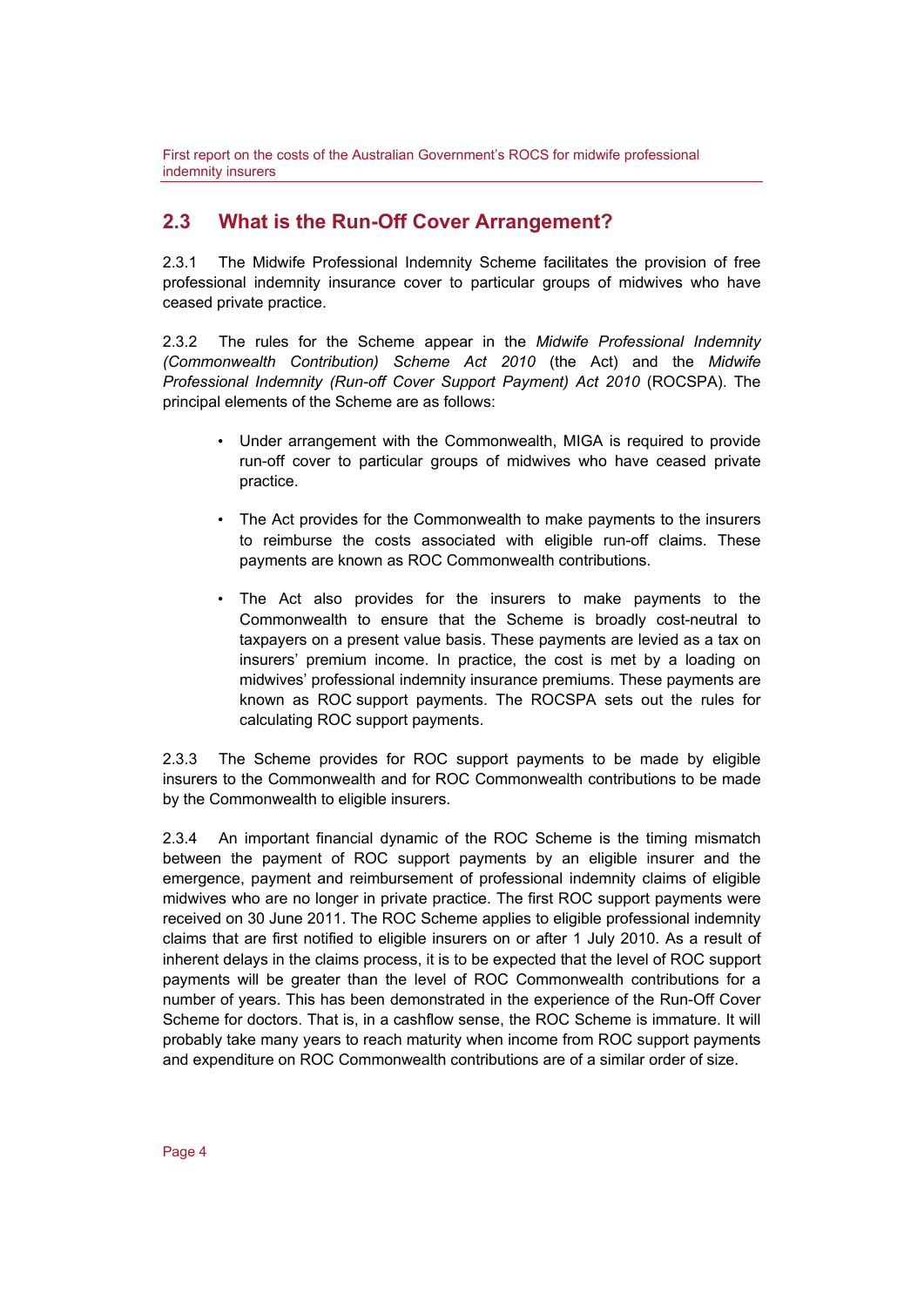## 2.3 What is the Run-Off Cover Arrangement?

2.3.1 The Midwife Professional Indemnity Scheme facilitates the provision of free professional indemnity insurance cover to particular groups of midwives who have ceased private practice.

2.3.2 The rules for the Scheme appear in the *Midwife Professional Indemnity (Commonwealth Contribution) Scheme Act 2010* (the Act) and the *Midwife Professional Indemnity (Run-off Cover Support Payment) Act 2010* (ROCSPA). The principal elements of the Scheme are as follows:

- Under arrangement with the Commonwealth, MIGA is required to provide run-off cover to particular groups of midwives who have ceased private practice.
- The Act provides for the Commonwealth to make payments to the insurers to reimburse the costs associated with eligible run-off claims. These payments are known as ROC Commonwealth contributions.
- The Act also provides for the insurers to make payments to the Commonwealth to ensure that the Scheme is broadly cost-neutral to taxpayers on a present value basis. These payments are levied as a tax on insurers' premium income. In practice, the cost is met by a loading on midwives' professional indemnity insurance premiums. These payments are known as ROC support payments. The ROCSPA sets out the rules for calculating ROC support payments.

2.3.3 The Scheme provides for ROC support payments to be made by eligible insurers to the Commonwealth and for ROC Commonwealth contributions to be made by the Commonwealth to eligible insurers.

2.3.4 An important financial dynamic of the ROC Scheme is the timing mismatch between the payment of ROC support payments by an eligible insurer and the emergence, payment and reimbursement of professional indemnity claims of eligible midwives who are no longer in private practice. The first ROC support payments were received on 30 June 2011. The ROC Scheme applies to eligible professional indemnity claims that are first notified to eligible insurers on or after 1 July 2010. As a result of inherent delays in the claims process, it is to be expected that the level of ROC support payments will be greater than the level of ROC Commonwealth contributions for a number of years. This has been demonstrated in the experience of the Run-Off Cover Scheme for doctors. That is, in a cashflow sense, the ROC Scheme is immature. It will probably take many years to reach maturity when income from ROC support payments and expenditure on ROC Commonwealth contributions are of a similar order of size.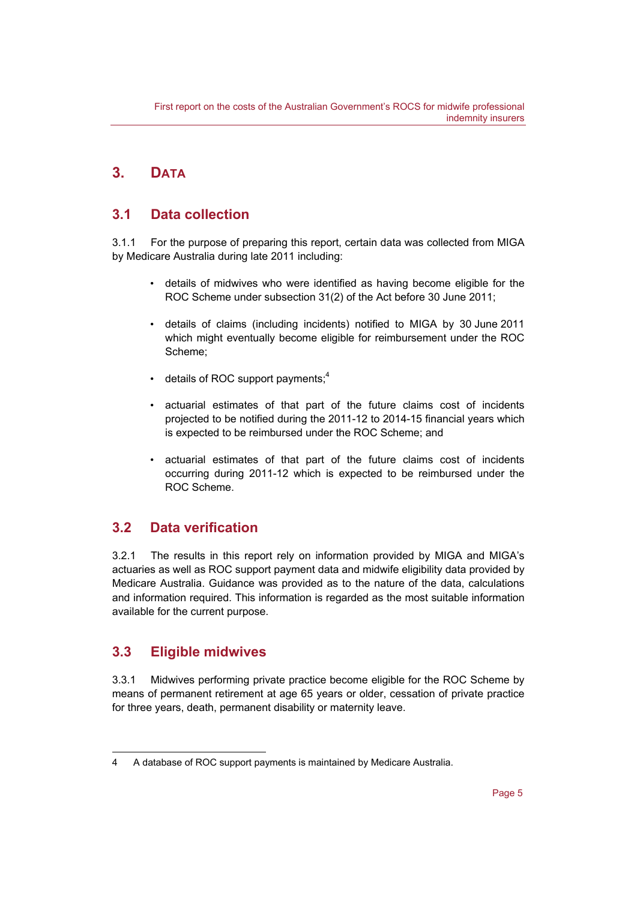# 3. Data

## 3.1 Data collection

3.1.1 For the purpose of preparing this report, certain data was collected from MIGA by Medicare Australia during late 2011 including:

- details of midwives who were identified as having become eligible for the ROC Scheme under subsection 31(2) of the Act before 30 June 2011;
- details of claims (including incidents) notified to MIGA by 30 June 2011 which might eventually become eligible for reimbursement under the ROC Scheme;
- details of ROC support payments;[4]
- actuarial estimates of that part of the future claims cost of incidents projected to be notified during the 2011-12 to 2014-15 financial years which is expected to be reimbursed under the ROC Scheme; and
- actuarial estimates of that part of the future claims cost of incidents occurring during 2011-12 which is expected to be reimbursed under the ROC Scheme.

## 3.2 Data verification

3.2.1 The results in this report rely on information provided by MIGA and MIGA's actuaries as well as ROC support payment data and midwife eligibility data provided by Medicare Australia. Guidance was provided as to the nature of the data, calculations and information required. This information is regarded as the most suitable information available for the current purpose.

## 3.3 Eligible midwives

3.3.1 Midwives performing private practice become eligible for the ROC Scheme by means of permanent retirement at age 65 years or older, cessation of private practice for three years, death, permanent disability or maternity leave.

---

4 A database of ROC support payments is maintained by Medicare Australia.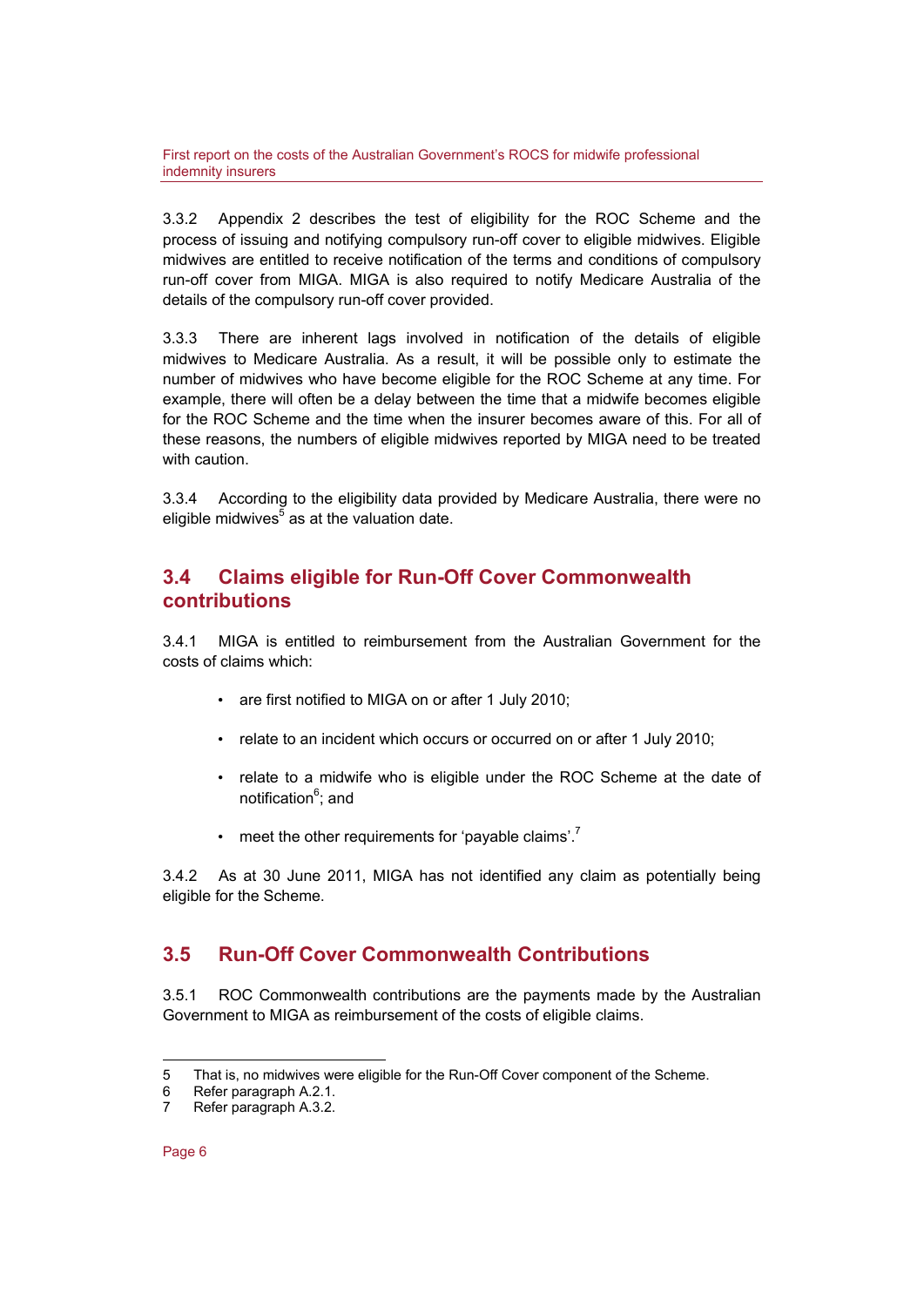3.3.2 Appendix 2 describes the test of eligibility for the ROC Scheme and the process of issuing and notifying compulsory run-off cover to eligible midwives. Eligible midwives are entitled to receive notification of the terms and conditions of compulsory run-off cover from MIGA. MIGA is also required to notify Medicare Australia of the details of the compulsory run-off cover provided.

3.3.3 There are inherent lags involved in notification of the details of eligible midwives to Medicare Australia. As a result, it will be possible only to estimate the number of midwives who have become eligible for the ROC Scheme at any time. For example, there will often be a delay between the time that a midwife becomes eligible for the ROC Scheme and the time when the insurer becomes aware of this. For all of these reasons, the numbers of eligible midwives reported by MIGA need to be treated with caution.

3.3.4 According to the eligibility data provided by Medicare Australia, there were no eligible midwives[5] as at the valuation date.

## 3.4 Claims eligible for Run-Off Cover Commonwealth contributions

3.4.1 MIGA is entitled to reimbursement from the Australian Government for the costs of claims which:

- are first notified to MIGA on or after 1 July 2010;
- relate to an incident which occurs or occurred on or after 1 July 2010;
- relate to a midwife who is eligible under the ROC Scheme at the date of notification[6]; and
- meet the other requirements for 'payable claims'.[7]

3.4.2 As at 30 June 2011, MIGA has not identified any claim as potentially being eligible for the Scheme.

## 3.5 Run-Off Cover Commonwealth Contributions

3.5.1 ROC Commonwealth contributions are the payments made by the Australian Government to MIGA as reimbursement of the costs of eligible claims.

5 That is, no midwives were eligible for the Run-Off Cover component of the Scheme.
6 Refer paragraph A.2.1.
7 Refer paragraph A.3.2.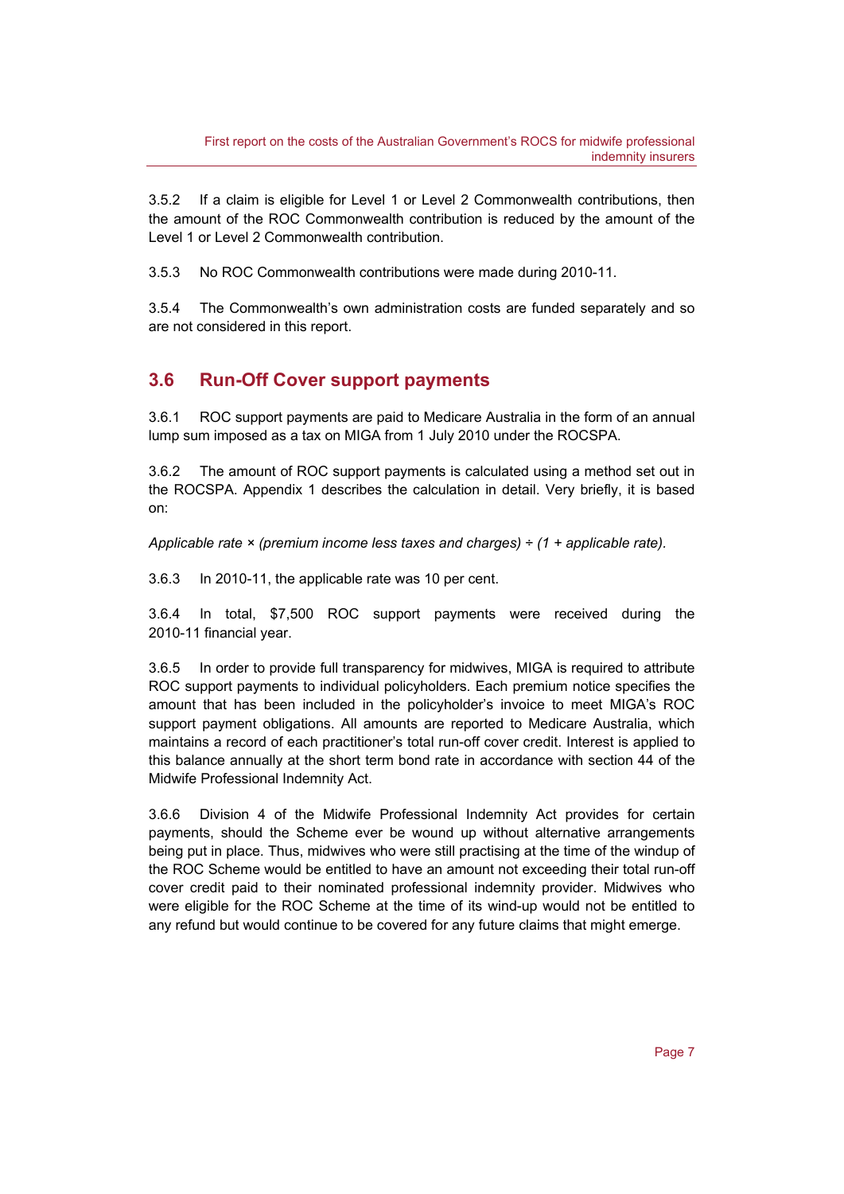3.5.2 If a claim is eligible for Level 1 or Level 2 Commonwealth contributions, then the amount of the ROC Commonwealth contribution is reduced by the amount of the Level 1 or Level 2 Commonwealth contribution.

3.5.3 No ROC Commonwealth contributions were made during 2010-11.

3.5.4 The Commonwealth's own administration costs are funded separately and so are not considered in this report.

## 3.6 Run-Off Cover support payments

3.6.1 ROC support payments are paid to Medicare Australia in the form of an annual lump sum imposed as a tax on MIGA from 1 July 2010 under the ROCSPA.

3.6.2 The amount of ROC support payments is calculated using a method set out in the ROCSPA. Appendix 1 describes the calculation in detail. Very briefly, it is based on:

*Applicable rate × (premium income less taxes and charges) ÷ (1 + applicable rate).*

3.6.3 In 2010-11, the applicable rate was 10 per cent.

3.6.4 In total, $7,500 ROC support payments were received during the 2010-11 financial year.

3.6.5 In order to provide full transparency for midwives, MIGA is required to attribute ROC support payments to individual policyholders. Each premium notice specifies the amount that has been included in the policyholder's invoice to meet MIGA's ROC support payment obligations. All amounts are reported to Medicare Australia, which maintains a record of each practitioner's total run-off cover credit. Interest is applied to this balance annually at the short term bond rate in accordance with section 44 of the Midwife Professional Indemnity Act.

3.6.6 Division 4 of the Midwife Professional Indemnity Act provides for certain payments, should the Scheme ever be wound up without alternative arrangements being put in place. Thus, midwives who were still practising at the time of the windup of the ROC Scheme would be entitled to have an amount not exceeding their total run-off cover credit paid to their nominated professional indemnity provider. Midwives who were eligible for the ROC Scheme at the time of its wind-up would not be entitled to any refund but would continue to be covered for any future claims that might emerge.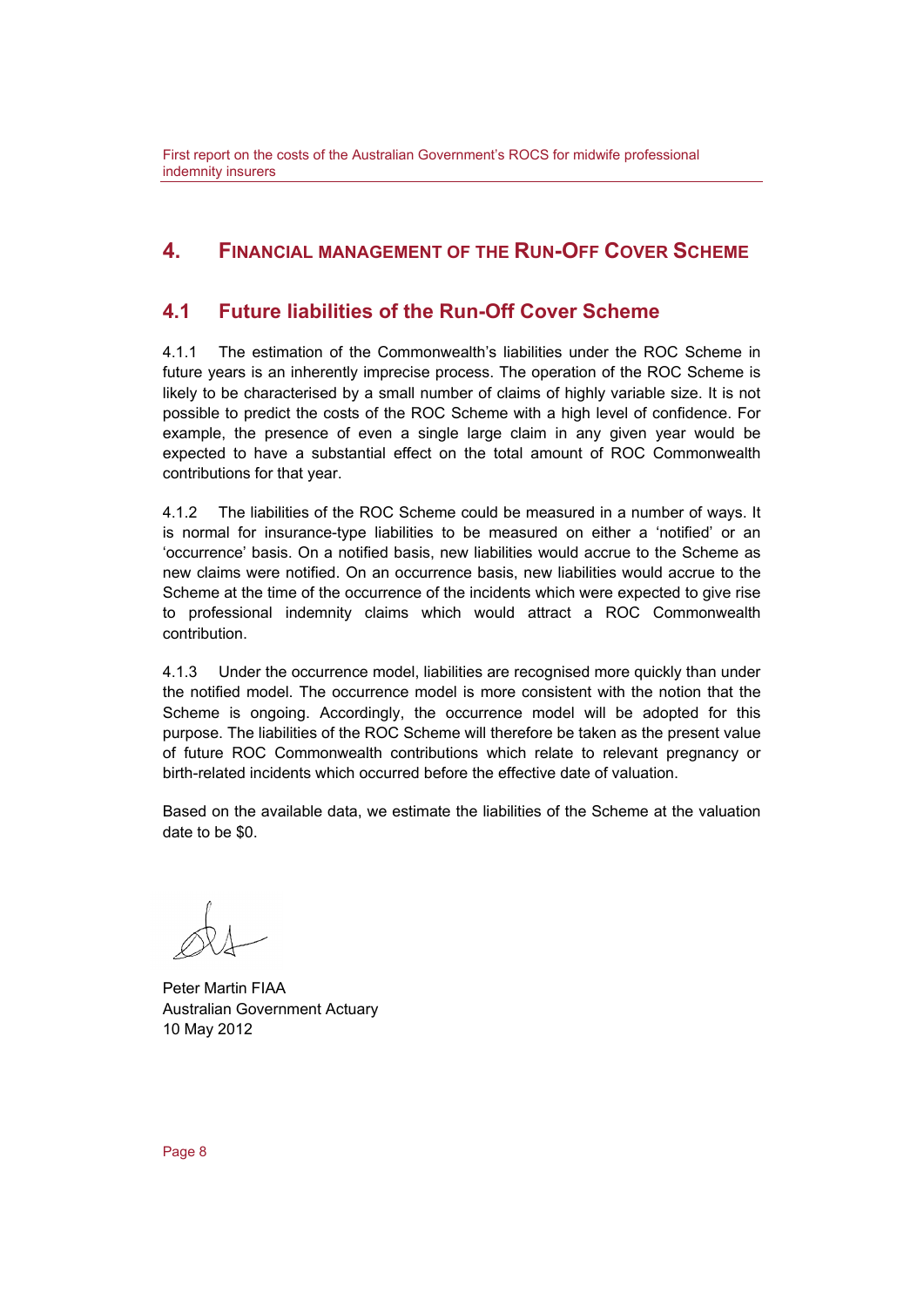# 4. Financial management of the Run-Off Cover Scheme

## 4.1 Future liabilities of the Run-Off Cover Scheme

4.1.1 The estimation of the Commonwealth's liabilities under the ROC Scheme in future years is an inherently imprecise process. The operation of the ROC Scheme is likely to be characterised by a small number of claims of highly variable size. It is not possible to predict the costs of the ROC Scheme with a high level of confidence. For example, the presence of even a single large claim in any given year would be expected to have a substantial effect on the total amount of ROC Commonwealth contributions for that year.

4.1.2 The liabilities of the ROC Scheme could be measured in a number of ways. It is normal for insurance-type liabilities to be measured on either a 'notified' or an 'occurrence' basis. On a notified basis, new liabilities would accrue to the Scheme as new claims were notified. On an occurrence basis, new liabilities would accrue to the Scheme at the time of the occurrence of the incidents which were expected to give rise to professional indemnity claims which would attract a ROC Commonwealth contribution.

4.1.3 Under the occurrence model, liabilities are recognised more quickly than under the notified model. The occurrence model is more consistent with the notion that the Scheme is ongoing. Accordingly, the occurrence model will be adopted for this purpose. The liabilities of the ROC Scheme will therefore be taken as the present value of future ROC Commonwealth contributions which relate to relevant pregnancy or birth-related incidents which occurred before the effective date of valuation.

Based on the available data, we estimate the liabilities of the Scheme at the valuation date to be $0.

Peter Martin FIAA
Australian Government Actuary
10 May 2012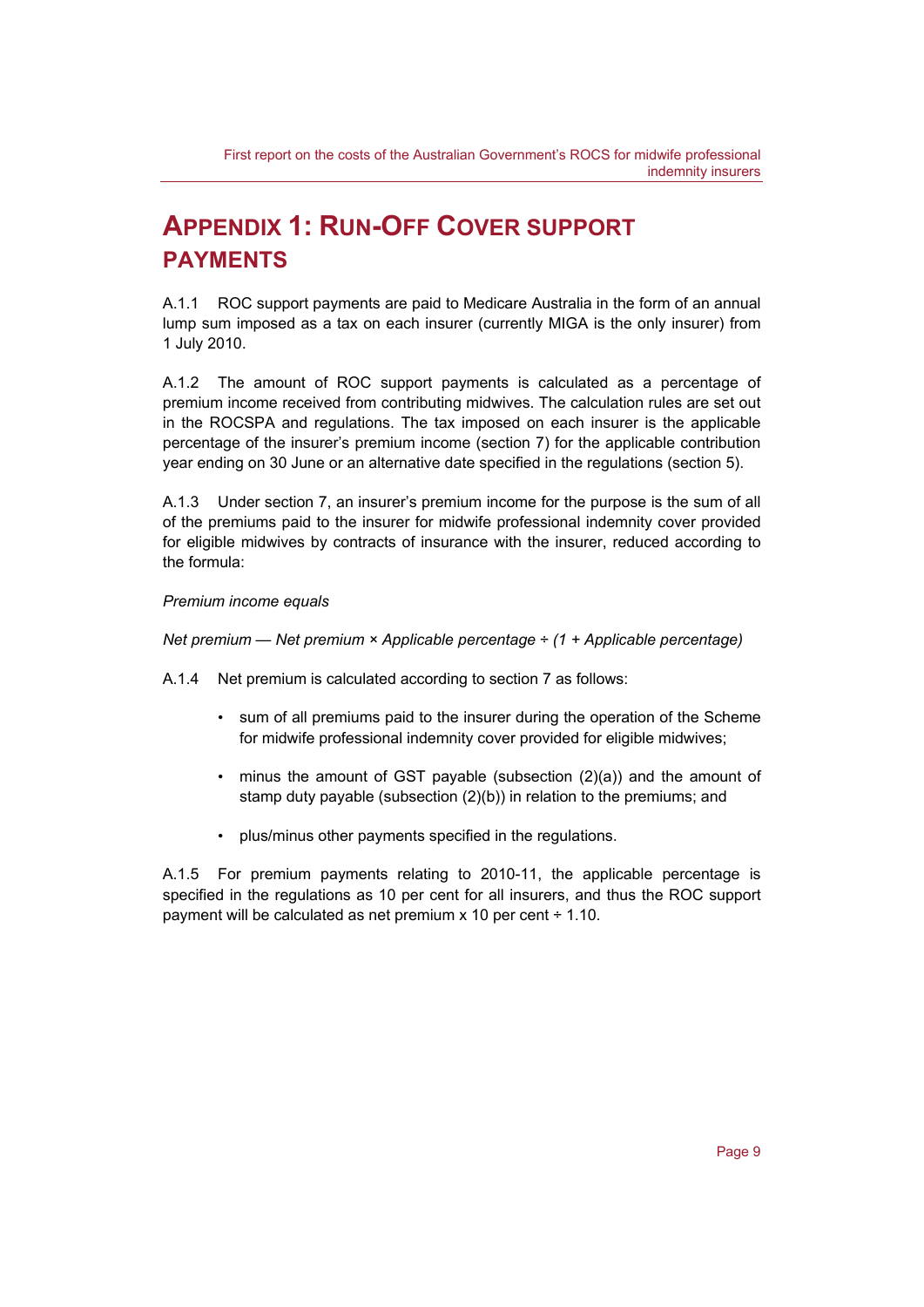# Appendix 1: Run-Off Cover support payments

A.1.1 ROC support payments are paid to Medicare Australia in the form of an annual lump sum imposed as a tax on each insurer (currently MIGA is the only insurer) from 1 July 2010.

A.1.2 The amount of ROC support payments is calculated as a percentage of premium income received from contributing midwives. The calculation rules are set out in the ROCSPA and regulations. The tax imposed on each insurer is the applicable percentage of the insurer's premium income (section 7) for the applicable contribution year ending on 30 June or an alternative date specified in the regulations (section 5).

A.1.3 Under section 7, an insurer's premium income for the purpose is the sum of all of the premiums paid to the insurer for midwife professional indemnity cover provided for eligible midwives by contracts of insurance with the insurer, reduced according to the formula:

*Premium income equals*

*Net premium — Net premium × Applicable percentage ÷ (1 + Applicable percentage)*

A.1.4 Net premium is calculated according to section 7 as follows:

- sum of all premiums paid to the insurer during the operation of the Scheme for midwife professional indemnity cover provided for eligible midwives;
- minus the amount of GST payable (subsection (2)(a)) and the amount of stamp duty payable (subsection (2)(b)) in relation to the premiums; and
- plus/minus other payments specified in the regulations.

A.1.5 For premium payments relating to 2010-11, the applicable percentage is specified in the regulations as 10 per cent for all insurers, and thus the ROC support payment will be calculated as net premium x 10 per cent ÷ 1.10.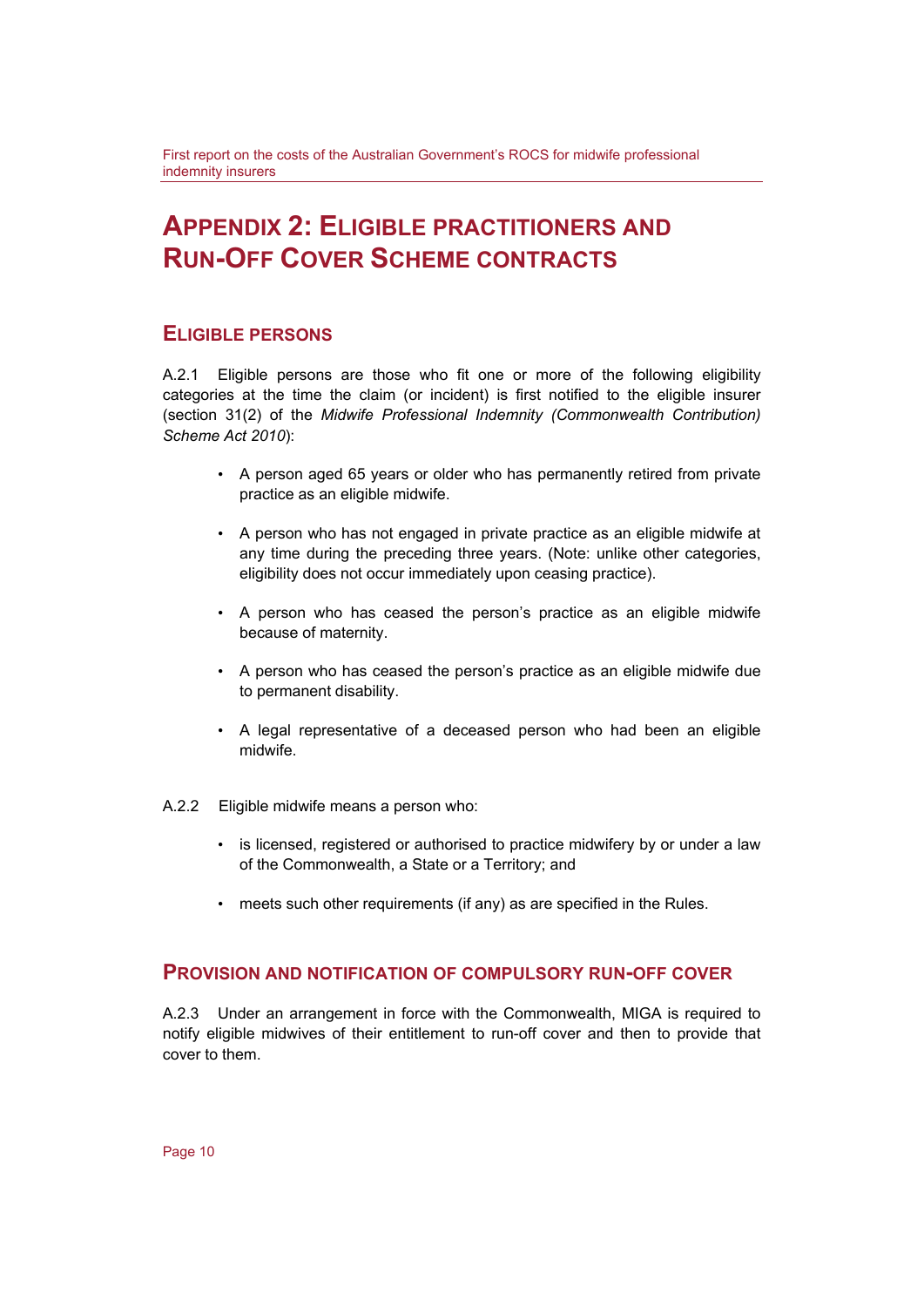# Appendix 2: Eligible practitioners and Run-Off Cover Scheme contracts

## Eligible persons

A.2.1 Eligible persons are those who fit one or more of the following eligibility categories at the time the claim (or incident) is first notified to the eligible insurer (section 31(2) of the *Midwife Professional Indemnity (Commonwealth Contribution) Scheme Act 2010*):

- A person aged 65 years or older who has permanently retired from private practice as an eligible midwife.
- A person who has not engaged in private practice as an eligible midwife at any time during the preceding three years. (Note: unlike other categories, eligibility does not occur immediately upon ceasing practice).
- A person who has ceased the person's practice as an eligible midwife because of maternity.
- A person who has ceased the person's practice as an eligible midwife due to permanent disability.
- A legal representative of a deceased person who had been an eligible midwife.

A.2.2 Eligible midwife means a person who:

- is licensed, registered or authorised to practice midwifery by or under a law of the Commonwealth, a State or a Territory; and
- meets such other requirements (if any) as are specified in the Rules.

## Provision and notification of compulsory run-off cover

A.2.3 Under an arrangement in force with the Commonwealth, MIGA is required to notify eligible midwives of their entitlement to run-off cover and then to provide that cover to them.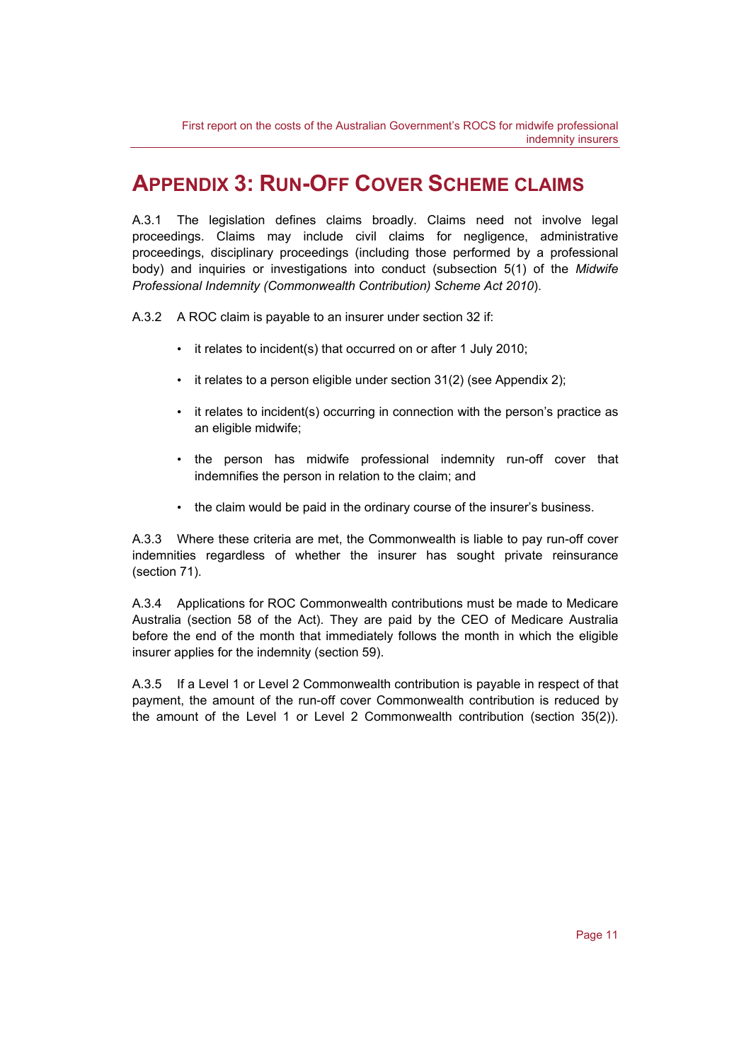# Appendix 3: Run-Off Cover Scheme claims

A.3.1 The legislation defines claims broadly. Claims need not involve legal proceedings. Claims may include civil claims for negligence, administrative proceedings, disciplinary proceedings (including those performed by a professional body) and inquiries or investigations into conduct (subsection 5(1) of the *Midwife Professional Indemnity (Commonwealth Contribution) Scheme Act 2010*).

A.3.2 A ROC claim is payable to an insurer under section 32 if:

- it relates to incident(s) that occurred on or after 1 July 2010;
- it relates to a person eligible under section 31(2) (see Appendix 2);
- it relates to incident(s) occurring in connection with the person's practice as an eligible midwife;
- the person has midwife professional indemnity run-off cover that indemnifies the person in relation to the claim; and
- the claim would be paid in the ordinary course of the insurer's business.

A.3.3 Where these criteria are met, the Commonwealth is liable to pay run-off cover indemnities regardless of whether the insurer has sought private reinsurance (section 71).

A.3.4 Applications for ROC Commonwealth contributions must be made to Medicare Australia (section 58 of the Act). They are paid by the CEO of Medicare Australia before the end of the month that immediately follows the month in which the eligible insurer applies for the indemnity (section 59).

A.3.5 If a Level 1 or Level 2 Commonwealth contribution is payable in respect of that payment, the amount of the run-off cover Commonwealth contribution is reduced by the amount of the Level 1 or Level 2 Commonwealth contribution (section 35(2)).